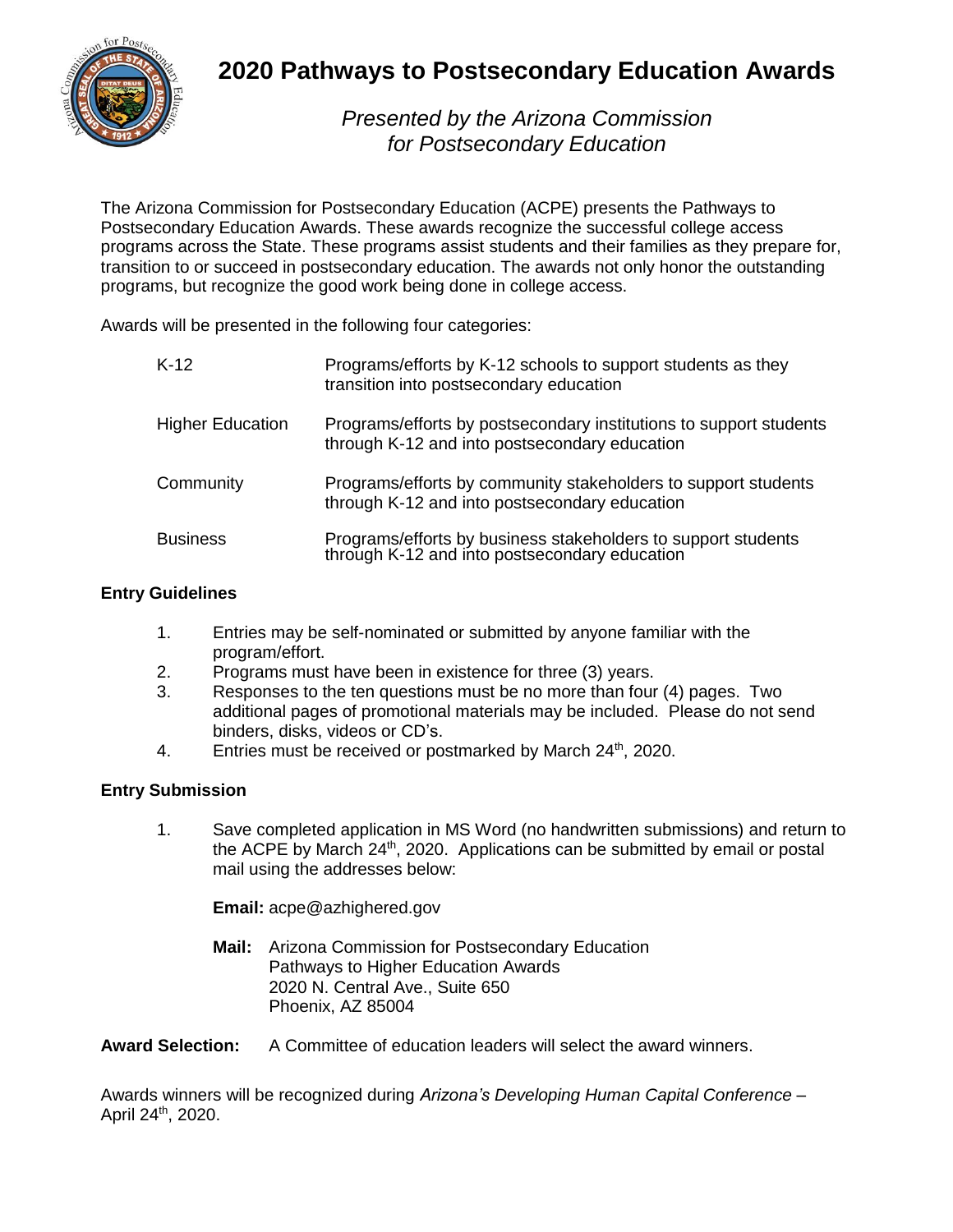# 2020 Pathways to Postsecondary Education Awards

*Presented by the Arizona Commission for Postsecondary Education*

The Arizona Commission for Postsecondary Education (ACPE) presents the Pathways to Postsecondary Education Awards. These awards recognize the successful college access programs across the State. These programs assist students and their families as they prepare for, transition to or succeed in postsecondary education. The awards not only honor the outstanding programs, but recognize the good work being done in college access.

Awards will be presented in the following four categories:

| | |
|---|---|
| K-12 | Programs/efforts by K-12 schools to support students as they transition into postsecondary education |
| Higher Education | Programs/efforts by postsecondary institutions to support students through K-12 and into postsecondary education |
| Community | Programs/efforts by community stakeholders to support students through K-12 and into postsecondary education |
| Business | Programs/efforts by business stakeholders to support students through K-12 and into postsecondary education |

**Entry Guidelines**

1. Entries may be self-nominated or submitted by anyone familiar with the program/effort.
2. Programs must have been in existence for three (3) years.
3. Responses to the ten questions must be no more than four (4) pages. Two additional pages of promotional materials may be included. Please do not send binders, disks, videos or CD's.
4. Entries must be received or postmarked by March 24th, 2020.

**Entry Submission**

1. Save completed application in MS Word (no handwritten submissions) and return to the ACPE by March 24th, 2020. Applications can be submitted by email or postal mail using the addresses below:

   **Email:** acpe@azhighered.gov

   **Mail:** Arizona Commission for Postsecondary Education
   Pathways to Higher Education Awards
   2020 N. Central Ave., Suite 650
   Phoenix, AZ 85004

**Award Selection:** A Committee of education leaders will select the award winners.

Awards winners will be recognized during *Arizona's Developing Human Capital Conference* – April 24th, 2020.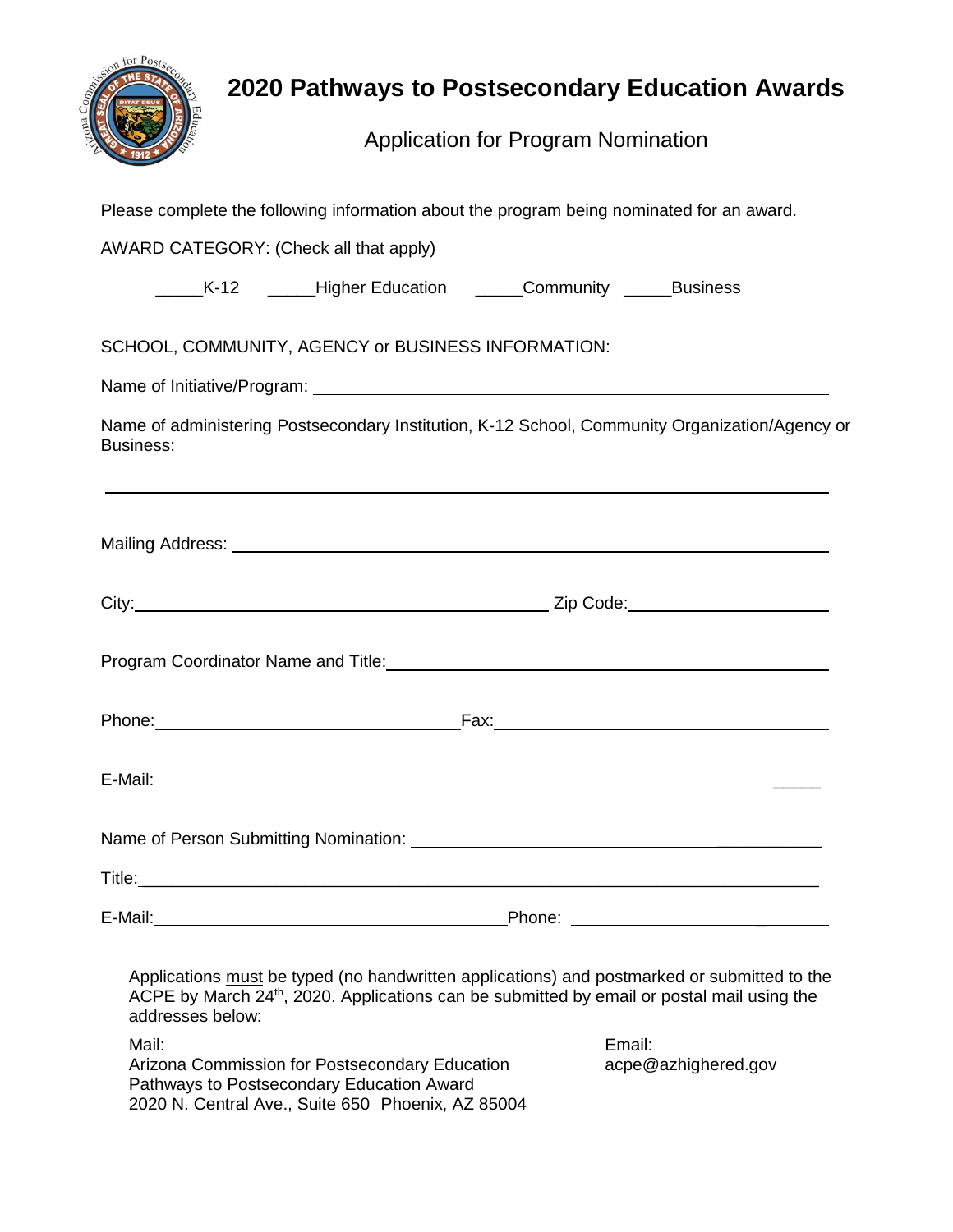# 2020 Pathways to Postsecondary Education Awards

## Application for Program Nomination

Please complete the following information about the program being nominated for an award.

AWARD CATEGORY: (Check all that apply)

_____K-12 _____Higher Education _____Community _____Business

SCHOOL, COMMUNITY, AGENCY or BUSINESS INFORMATION:

Name of Initiative/Program: ____________________________________________

Name of administering Postsecondary Institution, K-12 School, Community Organization/Agency or Business:

____________________________________________

Mailing Address: ____________________________________________

City: ______________________________ Zip Code: ______________

Program Coordinator Name and Title: ______________________________

Phone: ______________________ Fax: ______________________

E-Mail: ____________________________________________

Name of Person Submitting Nomination: ______________________________

Title: ____________________________________________

E-Mail: ______________________ Phone: ______________________

Applications must be typed (no handwritten applications) and postmarked or submitted to the ACPE by March 24th, 2020. Applications can be submitted by email or postal mail using the addresses below:

Mail:
Arizona Commission for Postsecondary Education
Pathways to Postsecondary Education Award
2020 N. Central Ave., Suite 650 Phoenix, AZ 85004

Email:
acpe@azhighered.gov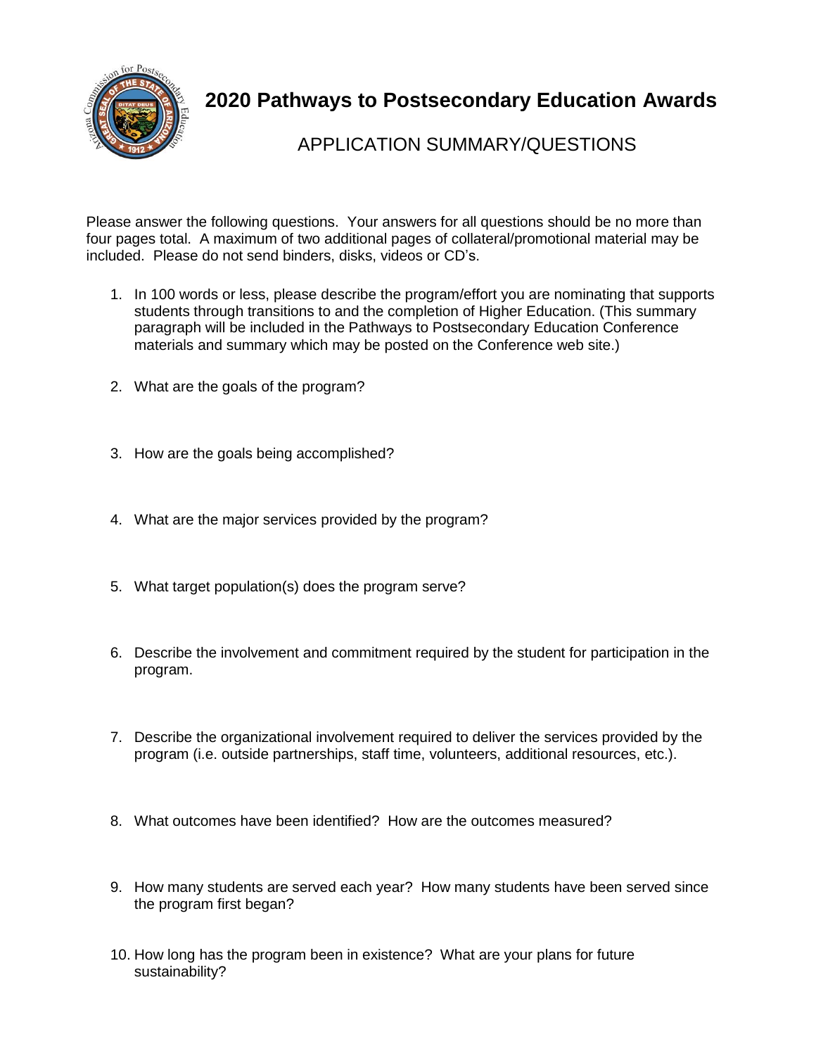# 2020 Pathways to Postsecondary Education Awards

## APPLICATION SUMMARY/QUESTIONS

Please answer the following questions. Your answers for all questions should be no more than four pages total. A maximum of two additional pages of collateral/promotional material may be included. Please do not send binders, disks, videos or CD's.

1. In 100 words or less, please describe the program/effort you are nominating that supports students through transitions to and the completion of Higher Education. (This summary paragraph will be included in the Pathways to Postsecondary Education Conference materials and summary which may be posted on the Conference web site.)

2. What are the goals of the program?

3. How are the goals being accomplished?

4. What are the major services provided by the program?

5. What target population(s) does the program serve?

6. Describe the involvement and commitment required by the student for participation in the program.

7. Describe the organizational involvement required to deliver the services provided by the program (i.e. outside partnerships, staff time, volunteers, additional resources, etc.).

8. What outcomes have been identified? How are the outcomes measured?

9. How many students are served each year? How many students have been served since the program first began?

10. How long has the program been in existence? What are your plans for future sustainability?